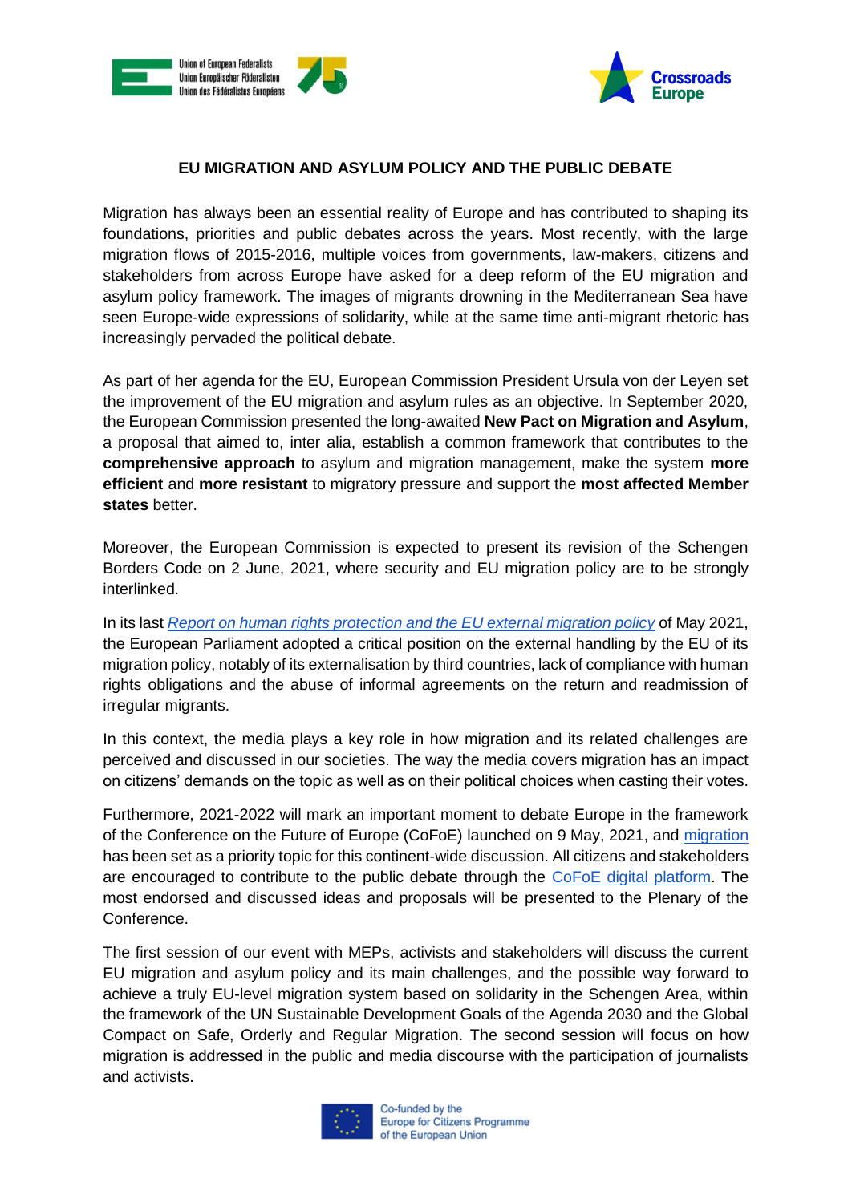# EU MIGRATION AND ASYLUM POLICY AND THE PUBLIC DEBATE

Migration has always been an essential reality of Europe and has contributed to shaping its foundations, priorities and public debates across the years. Most recently, with the large migration flows of 2015-2016, multiple voices from governments, law-makers, citizens and stakeholders from across Europe have asked for a deep reform of the EU migration and asylum policy framework. The images of migrants drowning in the Mediterranean Sea have seen Europe-wide expressions of solidarity, while at the same time anti-migrant rhetoric has increasingly pervaded the political debate.

As part of her agenda for the EU, European Commission President Ursula von der Leyen set the improvement of the EU migration and asylum rules as an objective. In September 2020, the European Commission presented the long-awaited **New Pact on Migration and Asylum**, a proposal that aimed to, inter alia, establish a common framework that contributes to the **comprehensive approach** to asylum and migration management, make the system **more efficient** and **more resistant** to migratory pressure and support the **most affected Member states** better.

Moreover, the European Commission is expected to present its revision of the Schengen Borders Code on 2 June, 2021, where security and EU migration policy are to be strongly interlinked.

In its last *Report on human rights protection and the EU external migration policy* of May 2021, the European Parliament adopted a critical position on the external handling by the EU of its migration policy, notably of its externalisation by third countries, lack of compliance with human rights obligations and the abuse of informal agreements on the return and readmission of irregular migrants.

In this context, the media plays a key role in how migration and its related challenges are perceived and discussed in our societies. The way the media covers migration has an impact on citizens' demands on the topic as well as on their political choices when casting their votes.

Furthermore, 2021-2022 will mark an important moment to debate Europe in the framework of the Conference on the Future of Europe (CoFoE) launched on 9 May, 2021, and migration has been set as a priority topic for this continent-wide discussion. All citizens and stakeholders are encouraged to contribute to the public debate through the CoFoE digital platform. The most endorsed and discussed ideas and proposals will be presented to the Plenary of the Conference.

The first session of our event with MEPs, activists and stakeholders will discuss the current EU migration and asylum policy and its main challenges, and the possible way forward to achieve a truly EU-level migration system based on solidarity in the Schengen Area, within the framework of the UN Sustainable Development Goals of the Agenda 2030 and the Global Compact on Safe, Orderly and Regular Migration. The second session will focus on how migration is addressed in the public and media discourse with the participation of journalists and activists.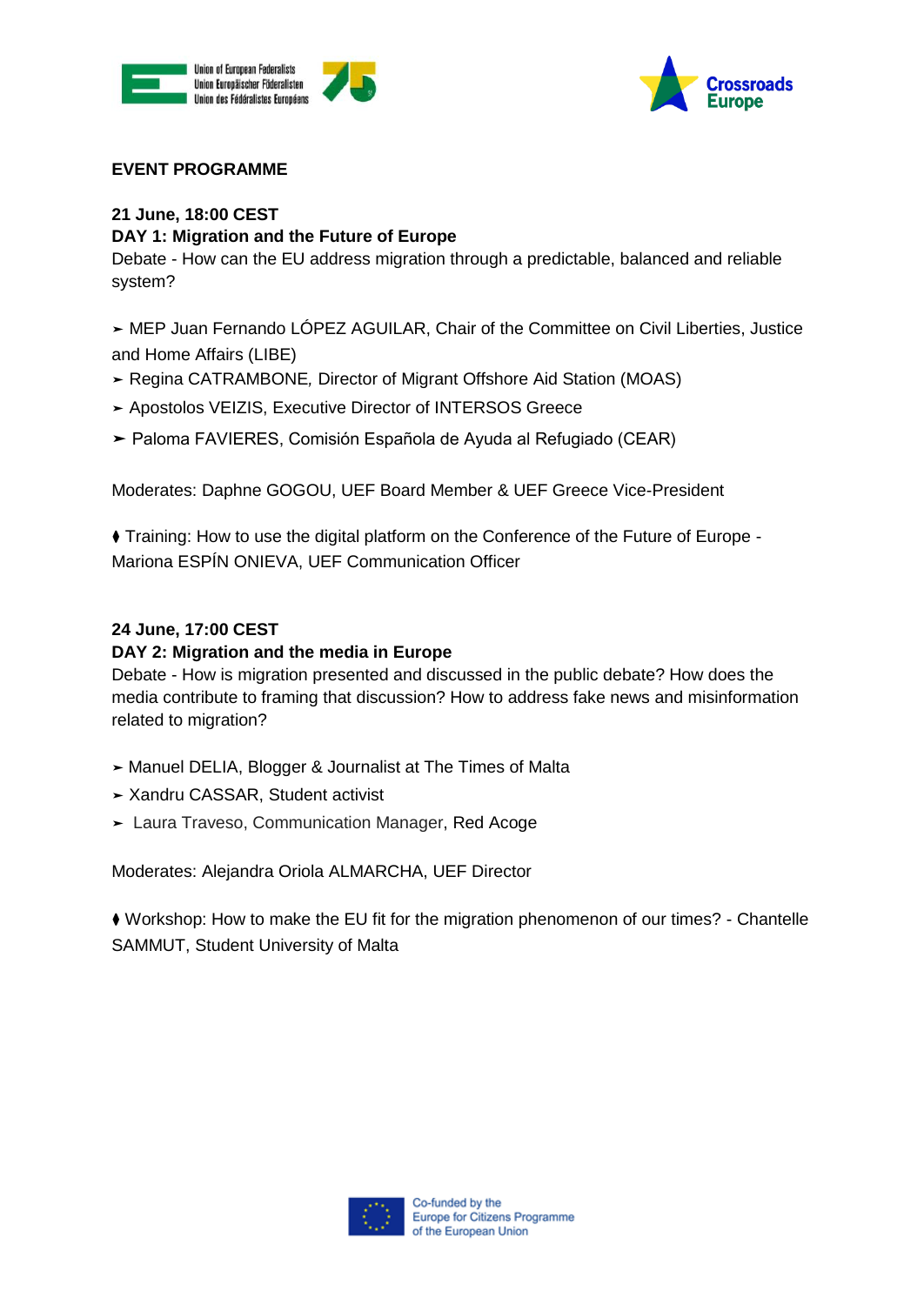**EVENT PROGRAMME**

**21 June, 18:00 CEST**

**DAY 1: Migration and the Future of Europe**

Debate - How can the EU address migration through a predictable, balanced and reliable system?

➢ MEP Juan Fernando LÓPEZ AGUILAR, Chair of the Committee on Civil Liberties, Justice and Home Affairs (LIBE)

➢ Regina CATRAMBONE, Director of Migrant Offshore Aid Station (MOAS)

➢ Apostolos VEIZIS, Executive Director of INTERSOS Greece

➢ Paloma FAVIERES, Comisión Española de Ayuda al Refugiado (CEAR)

Moderates: Daphne GOGOU, UEF Board Member & UEF Greece Vice-President

⧫ Training: How to use the digital platform on the Conference of the Future of Europe - Mariona ESPÍN ONIEVA, UEF Communication Officer

**24 June, 17:00 CEST**

**DAY 2: Migration and the media in Europe**

Debate - How is migration presented and discussed in the public debate? How does the media contribute to framing that discussion? How to address fake news and misinformation related to migration?

➢ Manuel DELIA, Blogger & Journalist at The Times of Malta

➢ Xandru CASSAR, Student activist

➢ Laura Traveso, Communication Manager, Red Acoge

Moderates: Alejandra Oriola ALMARCHA, UEF Director

⧫ Workshop: How to make the EU fit for the migration phenomenon of our times? - Chantelle SAMMUT, Student University of Malta

Co-funded by the Europe for Citizens Programme of the European Union